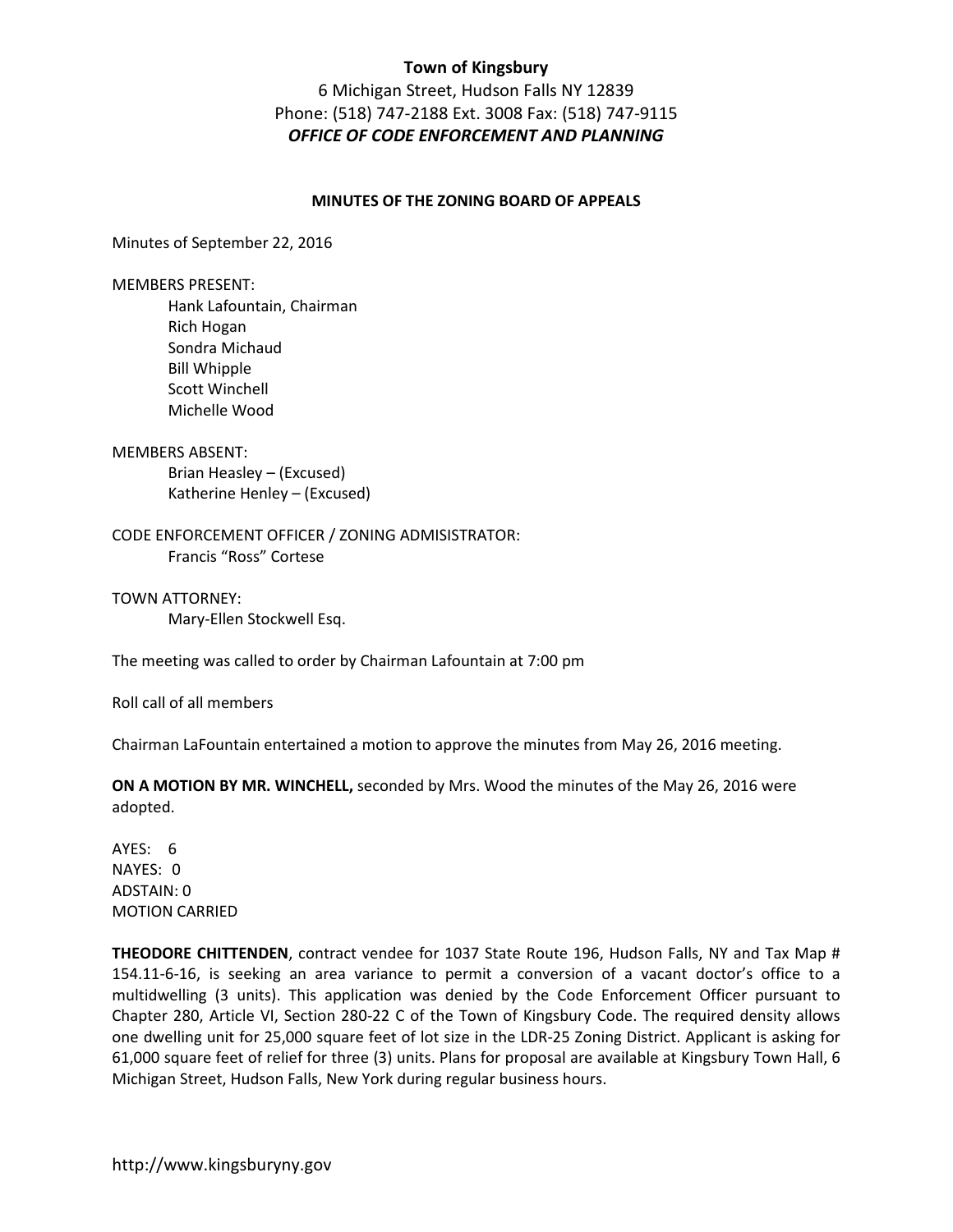**Town of Kingsbury**

6 Michigan Street, Hudson Falls NY 12839

Phone: (518) 747-2188 Ext. 3008 Fax: (518) 747-9115

***OFFICE OF CODE ENFORCEMENT AND PLANNING***

**MINUTES OF THE ZONING BOARD OF APPEALS**

Minutes of September 22, 2016

MEMBERS PRESENT:

Hank Lafountain, Chairman
Rich Hogan
Sondra Michaud
Bill Whipple
Scott Winchell
Michelle Wood

MEMBERS ABSENT:

Brian Heasley – (Excused)
Katherine Henley – (Excused)

CODE ENFORCEMENT OFFICER / ZONING ADMISISTRATOR:

Francis "Ross" Cortese

TOWN ATTORNEY:

Mary-Ellen Stockwell Esq.

The meeting was called to order by Chairman Lafountain at 7:00 pm

Roll call of all members

Chairman LaFountain entertained a motion to approve the minutes from May 26, 2016 meeting.

**ON A MOTION BY MR. WINCHELL,** seconded by Mrs. Wood the minutes of the May 26, 2016 were adopted.

AYES: 6
NAYES: 0
ADSTAIN: 0
MOTION CARRIED

**THEODORE CHITTENDEN**, contract vendee for 1037 State Route 196, Hudson Falls, NY and Tax Map # 154.11-6-16, is seeking an area variance to permit a conversion of a vacant doctor's office to a multidwelling (3 units). This application was denied by the Code Enforcement Officer pursuant to Chapter 280, Article VI, Section 280-22 C of the Town of Kingsbury Code. The required density allows one dwelling unit for 25,000 square feet of lot size in the LDR-25 Zoning District. Applicant is asking for 61,000 square feet of relief for three (3) units. Plans for proposal are available at Kingsbury Town Hall, 6 Michigan Street, Hudson Falls, New York during regular business hours.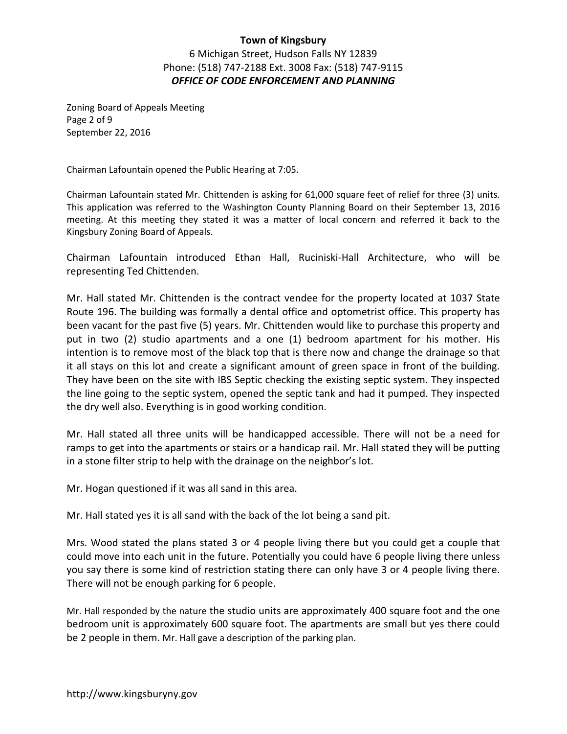**Town of Kingsbury**
6 Michigan Street, Hudson Falls NY 12839
Phone: (518) 747-2188 Ext. 3008 Fax: (518) 747-9115
***OFFICE OF CODE ENFORCEMENT AND PLANNING***

Zoning Board of Appeals Meeting
Page 2 of 9
September 22, 2016

Chairman Lafountain opened the Public Hearing at 7:05.

Chairman Lafountain stated Mr. Chittenden is asking for 61,000 square feet of relief for three (3) units. This application was referred to the Washington County Planning Board on their September 13, 2016 meeting. At this meeting they stated it was a matter of local concern and referred it back to the Kingsbury Zoning Board of Appeals.

Chairman Lafountain introduced Ethan Hall, Ruciniski-Hall Architecture, who will be representing Ted Chittenden.

Mr. Hall stated Mr. Chittenden is the contract vendee for the property located at 1037 State Route 196. The building was formally a dental office and optometrist office. This property has been vacant for the past five (5) years. Mr. Chittenden would like to purchase this property and put in two (2) studio apartments and a one (1) bedroom apartment for his mother. His intention is to remove most of the black top that is there now and change the drainage so that it all stays on this lot and create a significant amount of green space in front of the building. They have been on the site with IBS Septic checking the existing septic system. They inspected the line going to the septic system, opened the septic tank and had it pumped. They inspected the dry well also. Everything is in good working condition.

Mr. Hall stated all three units will be handicapped accessible. There will not be a need for ramps to get into the apartments or stairs or a handicap rail. Mr. Hall stated they will be putting in a stone filter strip to help with the drainage on the neighbor's lot.

Mr. Hogan questioned if it was all sand in this area.

Mr. Hall stated yes it is all sand with the back of the lot being a sand pit.

Mrs. Wood stated the plans stated 3 or 4 people living there but you could get a couple that could move into each unit in the future. Potentially you could have 6 people living there unless you say there is some kind of restriction stating there can only have 3 or 4 people living there. There will not be enough parking for 6 people.

Mr. Hall responded by the nature the studio units are approximately 400 square foot and the one bedroom unit is approximately 600 square foot. The apartments are small but yes there could be 2 people in them. Mr. Hall gave a description of the parking plan.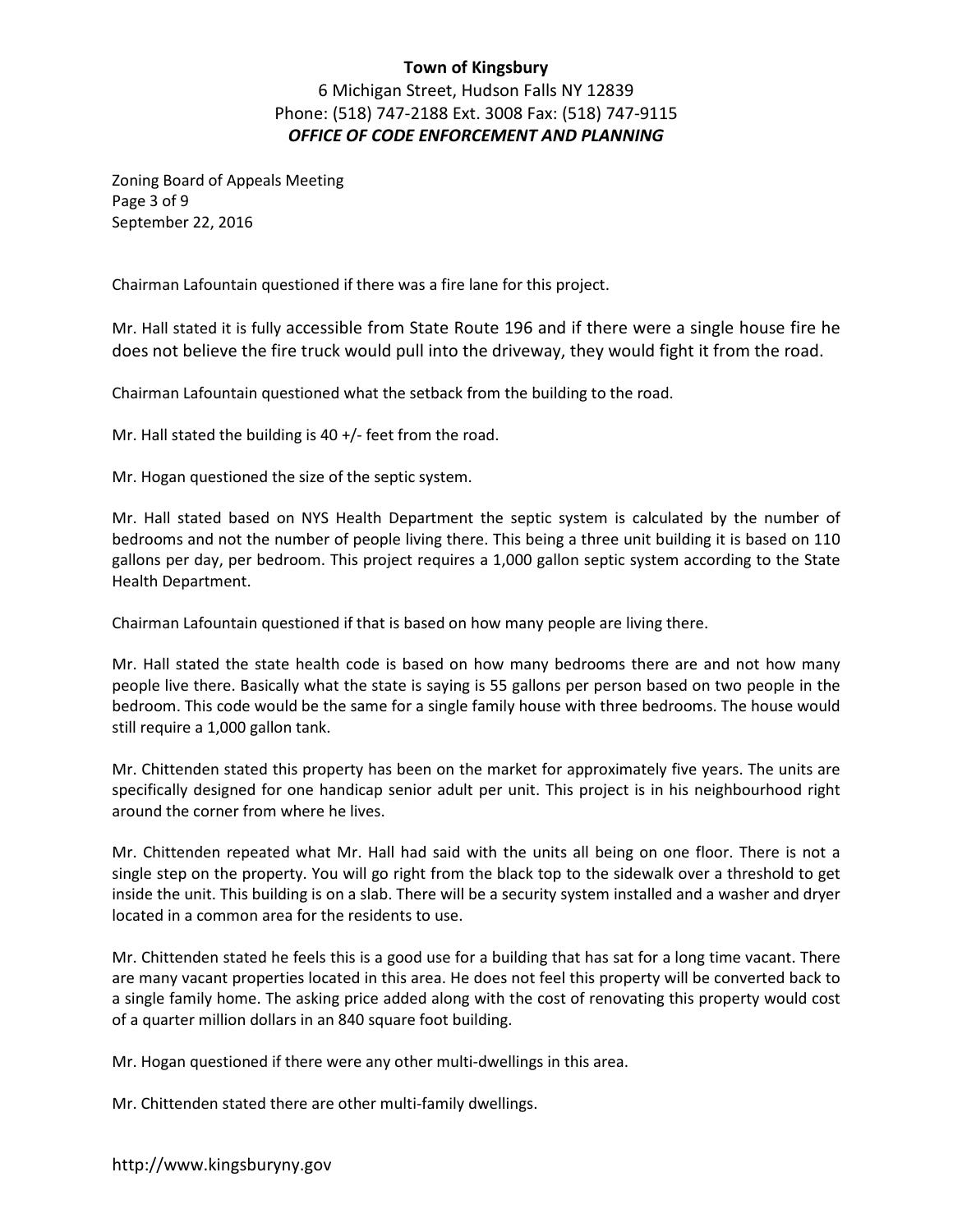Chairman Lafountain questioned if there was a fire lane for this project.

Mr. Hall stated it is fully accessible from State Route 196 and if there were a single house fire he does not believe the fire truck would pull into the driveway, they would fight it from the road.

Chairman Lafountain questioned what the setback from the building to the road.

Mr. Hall stated the building is 40 +/- feet from the road.

Mr. Hogan questioned the size of the septic system.

Mr. Hall stated based on NYS Health Department the septic system is calculated by the number of bedrooms and not the number of people living there. This being a three unit building it is based on 110 gallons per day, per bedroom. This project requires a 1,000 gallon septic system according to the State Health Department.

Chairman Lafountain questioned if that is based on how many people are living there.

Mr. Hall stated the state health code is based on how many bedrooms there are and not how many people live there. Basically what the state is saying is 55 gallons per person based on two people in the bedroom. This code would be the same for a single family house with three bedrooms. The house would still require a 1,000 gallon tank.

Mr. Chittenden stated this property has been on the market for approximately five years. The units are specifically designed for one handicap senior adult per unit. This project is in his neighbourhood right around the corner from where he lives.

Mr. Chittenden repeated what Mr. Hall had said with the units all being on one floor. There is not a single step on the property. You will go right from the black top to the sidewalk over a threshold to get inside the unit. This building is on a slab. There will be a security system installed and a washer and dryer located in a common area for the residents to use.

Mr. Chittenden stated he feels this is a good use for a building that has sat for a long time vacant. There are many vacant properties located in this area. He does not feel this property will be converted back to a single family home. The asking price added along with the cost of renovating this property would cost of a quarter million dollars in an 840 square foot building.

Mr. Hogan questioned if there were any other multi-dwellings in this area.

Mr. Chittenden stated there are other multi-family dwellings.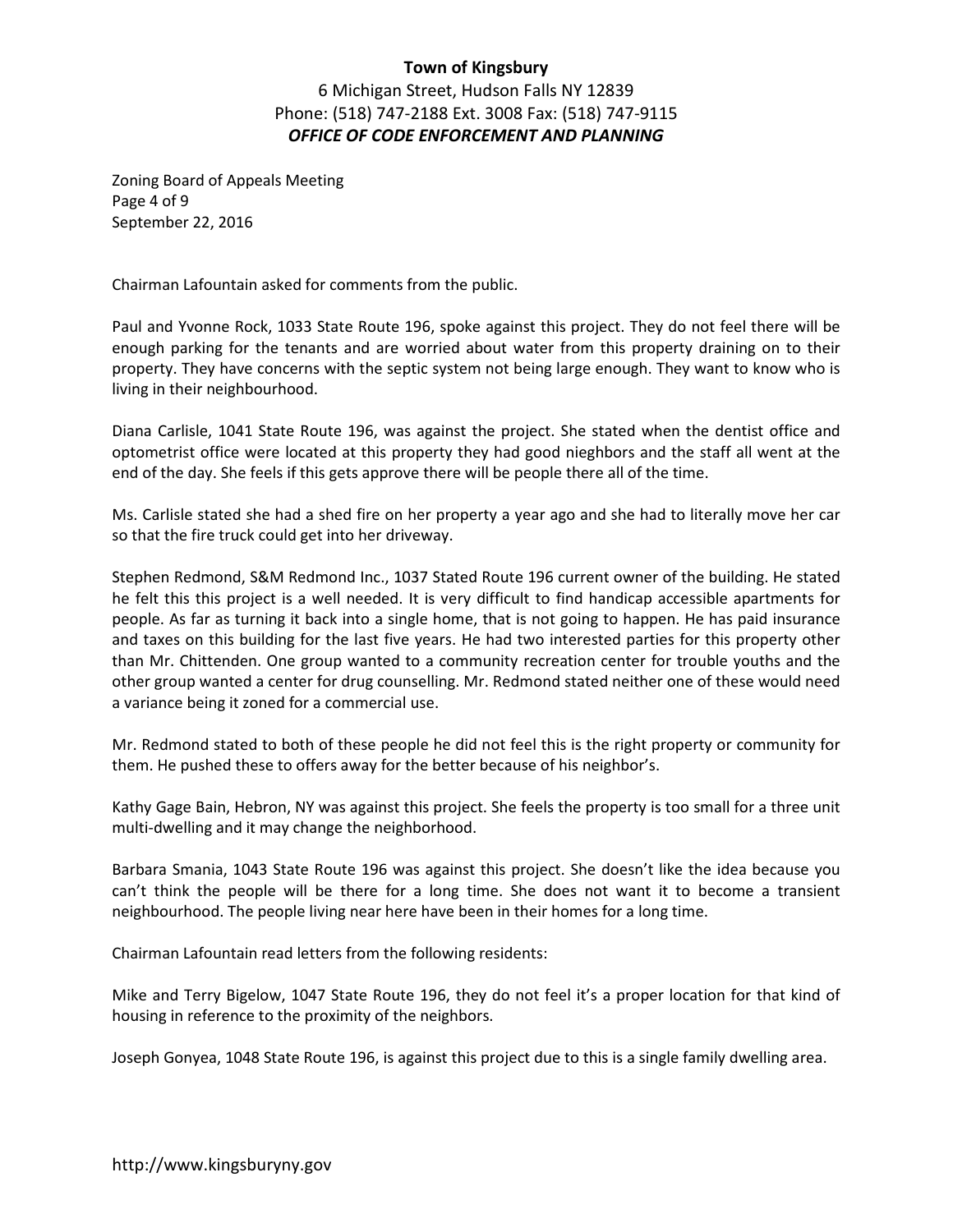Chairman Lafountain asked for comments from the public.

Paul and Yvonne Rock, 1033 State Route 196, spoke against this project. They do not feel there will be enough parking for the tenants and are worried about water from this property draining on to their property. They have concerns with the septic system not being large enough. They want to know who is living in their neighbourhood.

Diana Carlisle, 1041 State Route 196, was against the project. She stated when the dentist office and optometrist office were located at this property they had good nieghbors and the staff all went at the end of the day. She feels if this gets approve there will be people there all of the time.

Ms. Carlisle stated she had a shed fire on her property a year ago and she had to literally move her car so that the fire truck could get into her driveway.

Stephen Redmond, S&M Redmond Inc., 1037 Stated Route 196 current owner of the building. He stated he felt this this project is a well needed. It is very difficult to find handicap accessible apartments for people. As far as turning it back into a single home, that is not going to happen. He has paid insurance and taxes on this building for the last five years. He had two interested parties for this property other than Mr. Chittenden. One group wanted to a community recreation center for trouble youths and the other group wanted a center for drug counselling. Mr. Redmond stated neither one of these would need a variance being it zoned for a commercial use.

Mr. Redmond stated to both of these people he did not feel this is the right property or community for them. He pushed these to offers away for the better because of his neighbor's.

Kathy Gage Bain, Hebron, NY was against this project. She feels the property is too small for a three unit multi-dwelling and it may change the neighborhood.

Barbara Smania, 1043 State Route 196 was against this project. She doesn't like the idea because you can't think the people will be there for a long time. She does not want it to become a transient neighbourhood. The people living near here have been in their homes for a long time.

Chairman Lafountain read letters from the following residents:

Mike and Terry Bigelow, 1047 State Route 196, they do not feel it's a proper location for that kind of housing in reference to the proximity of the neighbors.

Joseph Gonyea, 1048 State Route 196, is against this project due to this is a single family dwelling area.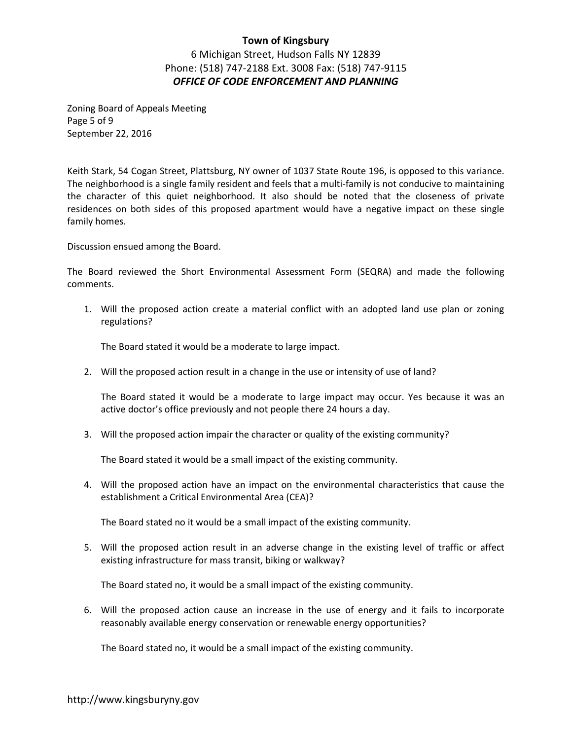Keith Stark, 54 Cogan Street, Plattsburg, NY owner of 1037 State Route 196, is opposed to this variance. The neighborhood is a single family resident and feels that a multi-family is not conducive to maintaining the character of this quiet neighborhood. It also should be noted that the closeness of private residences on both sides of this proposed apartment would have a negative impact on these single family homes.

Discussion ensued among the Board.

The Board reviewed the Short Environmental Assessment Form (SEQRA) and made the following comments.

1. Will the proposed action create a material conflict with an adopted land use plan or zoning regulations?

   The Board stated it would be a moderate to large impact.

2. Will the proposed action result in a change in the use or intensity of use of land?

   The Board stated it would be a moderate to large impact may occur. Yes because it was an active doctor's office previously and not people there 24 hours a day.

3. Will the proposed action impair the character or quality of the existing community?

   The Board stated it would be a small impact of the existing community.

4. Will the proposed action have an impact on the environmental characteristics that cause the establishment a Critical Environmental Area (CEA)?

   The Board stated no it would be a small impact of the existing community.

5. Will the proposed action result in an adverse change in the existing level of traffic or affect existing infrastructure for mass transit, biking or walkway?

   The Board stated no, it would be a small impact of the existing community.

6. Will the proposed action cause an increase in the use of energy and it fails to incorporate reasonably available energy conservation or renewable energy opportunities?

   The Board stated no, it would be a small impact of the existing community.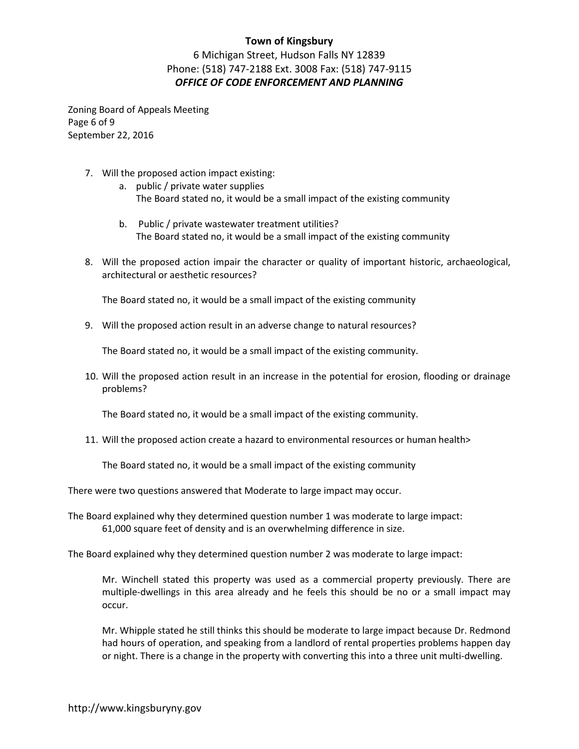7. Will the proposed action impact existing:
    a. public / private water supplies
       The Board stated no, it would be a small impact of the existing community

    b. Public / private wastewater treatment utilities?
       The Board stated no, it would be a small impact of the existing community

8. Will the proposed action impair the character or quality of important historic, archaeological, architectural or aesthetic resources?

   The Board stated no, it would be a small impact of the existing community

9. Will the proposed action result in an adverse change to natural resources?

   The Board stated no, it would be a small impact of the existing community.

10. Will the proposed action result in an increase in the potential for erosion, flooding or drainage problems?

    The Board stated no, it would be a small impact of the existing community.

11. Will the proposed action create a hazard to environmental resources or human health>

    The Board stated no, it would be a small impact of the existing community

There were two questions answered that Moderate to large impact may occur.

The Board explained why they determined question number 1 was moderate to large impact:

> 61,000 square feet of density and is an overwhelming difference in size.

The Board explained why they determined question number 2 was moderate to large impact:

> Mr. Winchell stated this property was used as a commercial property previously. There are multiple-dwellings in this area already and he feels this should be no or a small impact may occur.
>
> Mr. Whipple stated he still thinks this should be moderate to large impact because Dr. Redmond had hours of operation, and speaking from a landlord of rental properties problems happen day or night. There is a change in the property with converting this into a three unit multi-dwelling.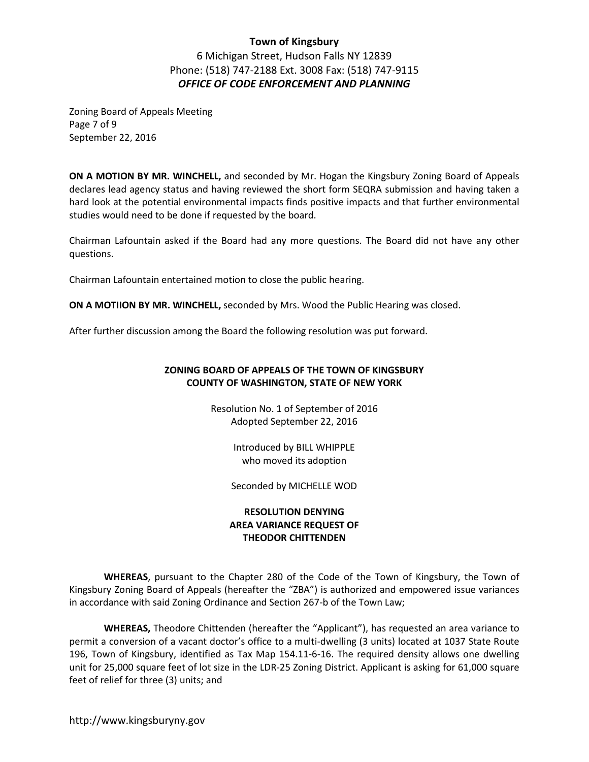**Town of Kingsbury**
6 Michigan Street, Hudson Falls NY 12839
Phone: (518) 747-2188 Ext. 3008 Fax: (518) 747-9115
***OFFICE OF CODE ENFORCEMENT AND PLANNING***

Zoning Board of Appeals Meeting
Page 7 of 9
September 22, 2016

**ON A MOTION BY MR. WINCHELL,** and seconded by Mr. Hogan the Kingsbury Zoning Board of Appeals declares lead agency status and having reviewed the short form SEQRA submission and having taken a hard look at the potential environmental impacts finds positive impacts and that further environmental studies would need to be done if requested by the board.

Chairman Lafountain asked if the Board had any more questions. The Board did not have any other questions.

Chairman Lafountain entertained motion to close the public hearing.

**ON A MOTIION BY MR. WINCHELL,** seconded by Mrs. Wood the Public Hearing was closed.

After further discussion among the Board the following resolution was put forward.

**ZONING BOARD OF APPEALS OF THE TOWN OF KINGSBURY**
**COUNTY OF WASHINGTON, STATE OF NEW YORK**

Resolution No. 1 of September of 2016
Adopted September 22, 2016

Introduced by BILL WHIPPLE
who moved its adoption

Seconded by MICHELLE WOD

**RESOLUTION DENYING**
**AREA VARIANCE REQUEST OF**
**THEODOR CHITTENDEN**

**WHEREAS**, pursuant to the Chapter 280 of the Code of the Town of Kingsbury, the Town of Kingsbury Zoning Board of Appeals (hereafter the "ZBA") is authorized and empowered issue variances in accordance with said Zoning Ordinance and Section 267-b of the Town Law;

**WHEREAS,** Theodore Chittenden (hereafter the "Applicant"), has requested an area variance to permit a conversion of a vacant doctor's office to a multi-dwelling (3 units) located at 1037 State Route 196, Town of Kingsbury, identified as Tax Map 154.11-6-16. The required density allows one dwelling unit for 25,000 square feet of lot size in the LDR-25 Zoning District. Applicant is asking for 61,000 square feet of relief for three (3) units; and

http://www.kingsburyny.gov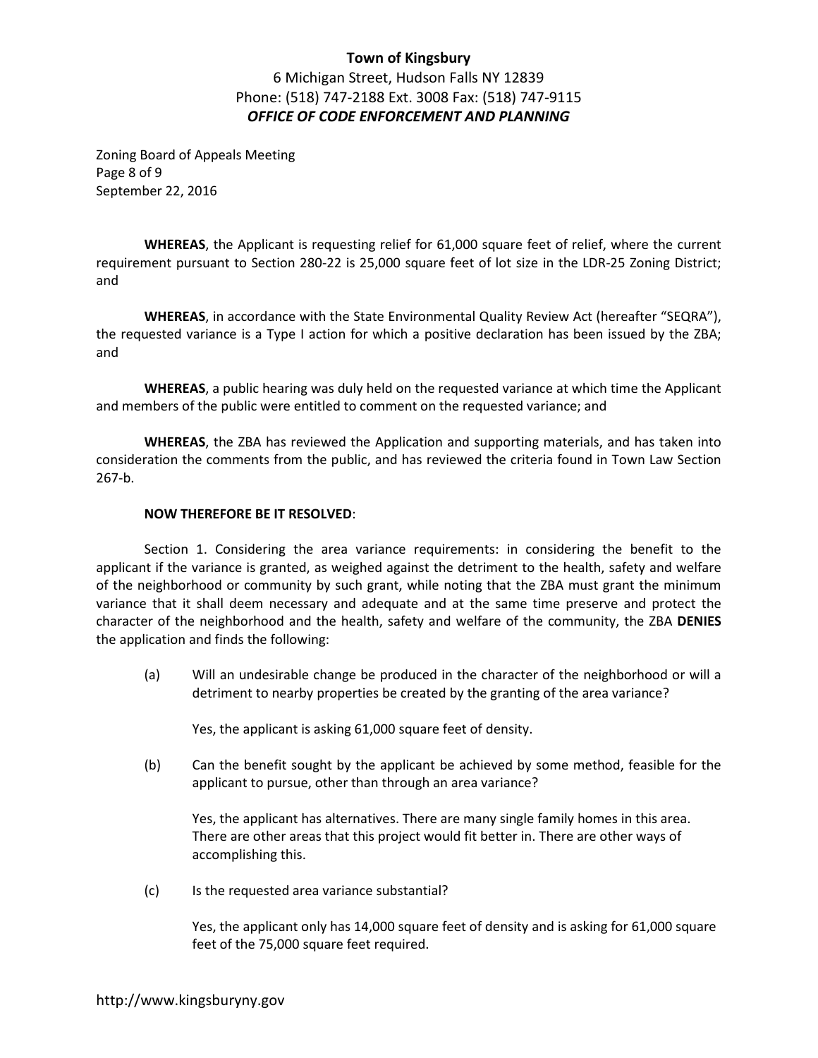**Town of Kingsbury**
6 Michigan Street, Hudson Falls NY 12839
Phone: (518) 747-2188 Ext. 3008 Fax: (518) 747-9115
***OFFICE OF CODE ENFORCEMENT AND PLANNING***

Zoning Board of Appeals Meeting
September 22, 2016

**WHEREAS**, the Applicant is requesting relief for 61,000 square feet of relief, where the current requirement pursuant to Section 280-22 is 25,000 square feet of lot size in the LDR-25 Zoning District; and

**WHEREAS**, in accordance with the State Environmental Quality Review Act (hereafter "SEQRA"), the requested variance is a Type I action for which a positive declaration has been issued by the ZBA; and

**WHEREAS**, a public hearing was duly held on the requested variance at which time the Applicant and members of the public were entitled to comment on the requested variance; and

**WHEREAS**, the ZBA has reviewed the Application and supporting materials, and has taken into consideration the comments from the public, and has reviewed the criteria found in Town Law Section 267-b.

**NOW THEREFORE BE IT RESOLVED**:

Section 1. Considering the area variance requirements: in considering the benefit to the applicant if the variance is granted, as weighed against the detriment to the health, safety and welfare of the neighborhood or community by such grant, while noting that the ZBA must grant the minimum variance that it shall deem necessary and adequate and at the same time preserve and protect the character of the neighborhood and the health, safety and welfare of the community, the ZBA **DENIES** the application and finds the following:

(a) Will an undesirable change be produced in the character of the neighborhood or will a detriment to nearby properties be created by the granting of the area variance?

Yes, the applicant is asking 61,000 square feet of density.

(b) Can the benefit sought by the applicant be achieved by some method, feasible for the applicant to pursue, other than through an area variance?

Yes, the applicant has alternatives. There are many single family homes in this area. There are other areas that this project would fit better in. There are other ways of accomplishing this.

(c) Is the requested area variance substantial?

Yes, the applicant only has 14,000 square feet of density and is asking for 61,000 square feet of the 75,000 square feet required.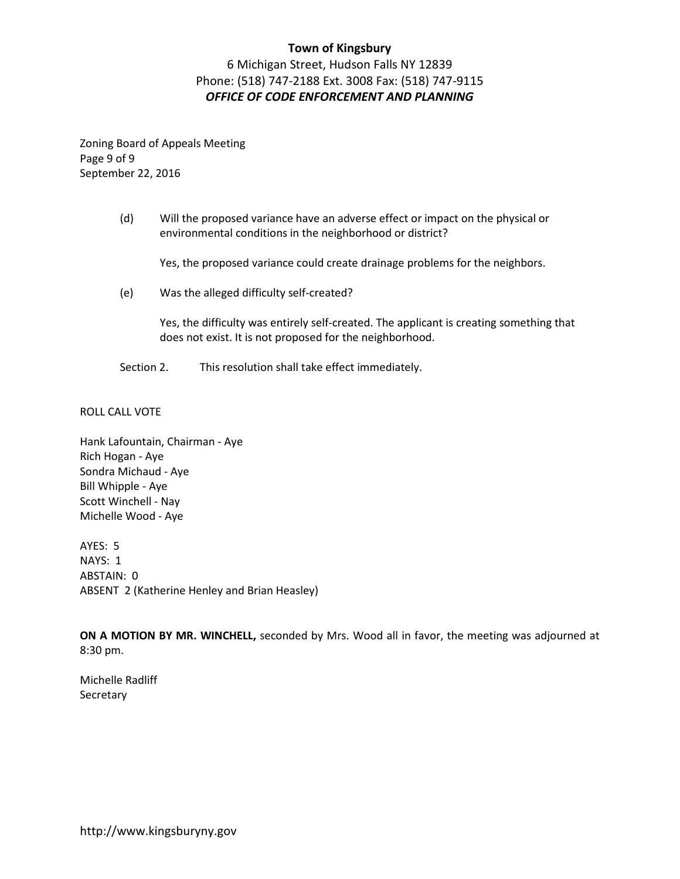(d) Will the proposed variance have an adverse effect or impact on the physical or environmental conditions in the neighborhood or district?

Yes, the proposed variance could create drainage problems for the neighbors.

(e) Was the alleged difficulty self-created?

Yes, the difficulty was entirely self-created. The applicant is creating something that does not exist. It is not proposed for the neighborhood.

Section 2. This resolution shall take effect immediately.

ROLL CALL VOTE

Hank Lafountain, Chairman - Aye
Rich Hogan - Aye
Sondra Michaud - Aye
Bill Whipple - Aye
Scott Winchell - Nay
Michelle Wood - Aye

AYES: 5
NAYS: 1
ABSTAIN: 0
ABSENT 2 (Katherine Henley and Brian Heasley)

**ON A MOTION BY MR. WINCHELL,** seconded by Mrs. Wood all in favor, the meeting was adjourned at 8:30 pm.

Michelle Radliff
Secretary